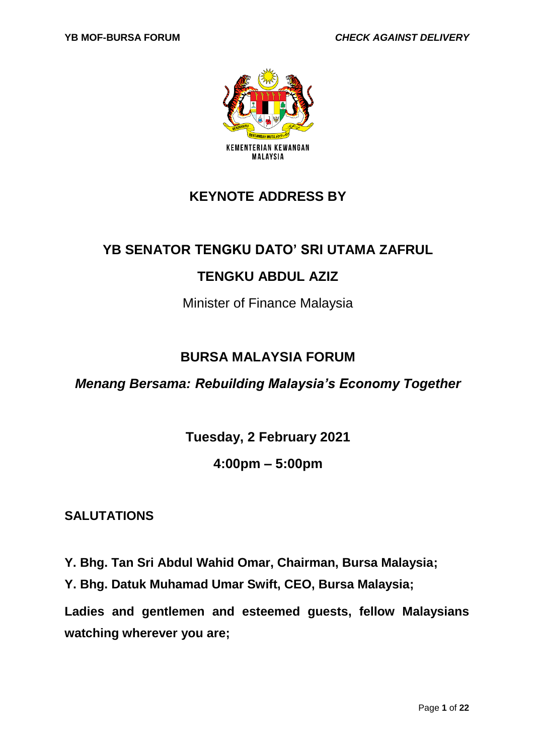KEMENTERIAN KEWANGAN MALAYSIA

# KEYNOTE ADDRESS BY

## YB SENATOR TENGKU DATO' SRI UTAMA ZAFRUL TENGKU ABDUL AZIZ

Minister of Finance Malaysia

## BURSA MALAYSIA FORUM

***Menang Bersama: Rebuilding Malaysia's Economy Together***

**Tuesday, 2 February 2021**

**4:00pm – 5:00pm**

## SALUTATIONS

**Y. Bhg. Tan Sri Abdul Wahid Omar, Chairman, Bursa Malaysia;**

**Y. Bhg. Datuk Muhamad Umar Swift, CEO, Bursa Malaysia;**

**Ladies and gentlemen and esteemed guests, fellow Malaysians watching wherever you are;**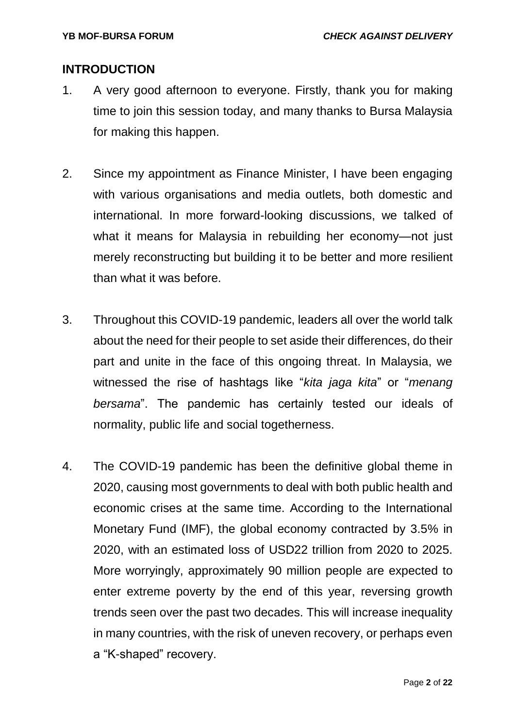## INTRODUCTION

1. A very good afternoon to everyone. Firstly, thank you for making time to join this session today, and many thanks to Bursa Malaysia for making this happen.

2. Since my appointment as Finance Minister, I have been engaging with various organisations and media outlets, both domestic and international. In more forward-looking discussions, we talked of what it means for Malaysia in rebuilding her economy—not just merely reconstructing but building it to be better and more resilient than what it was before.

3. Throughout this COVID-19 pandemic, leaders all over the world talk about the need for their people to set aside their differences, do their part and unite in the face of this ongoing threat. In Malaysia, we witnessed the rise of hashtags like "*kita jaga kita*" or "*menang bersama*". The pandemic has certainly tested our ideals of normality, public life and social togetherness.

4. The COVID-19 pandemic has been the definitive global theme in 2020, causing most governments to deal with both public health and economic crises at the same time. According to the International Monetary Fund (IMF), the global economy contracted by 3.5% in 2020, with an estimated loss of USD22 trillion from 2020 to 2025. More worryingly, approximately 90 million people are expected to enter extreme poverty by the end of this year, reversing growth trends seen over the past two decades. This will increase inequality in many countries, with the risk of uneven recovery, or perhaps even a "K-shaped" recovery.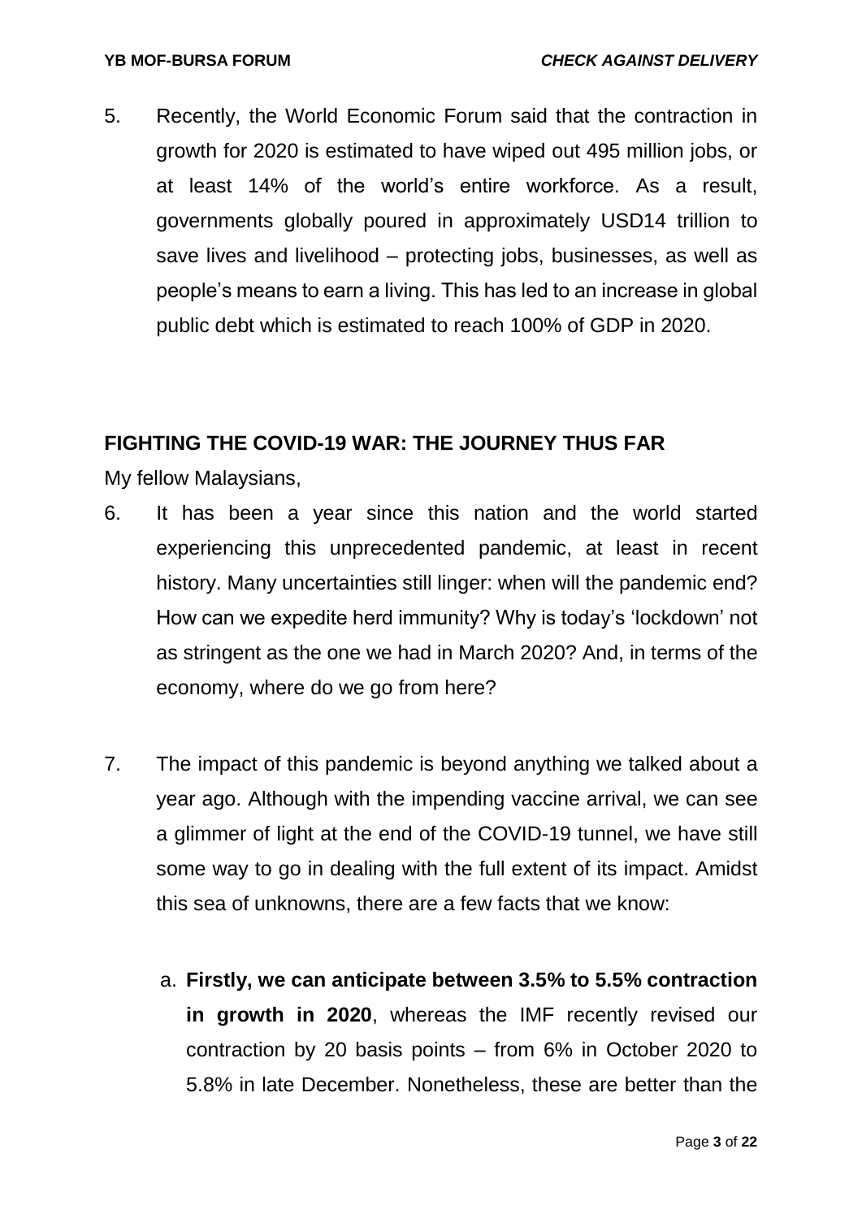5. Recently, the World Economic Forum said that the contraction in growth for 2020 is estimated to have wiped out 495 million jobs, or at least 14% of the world's entire workforce. As a result, governments globally poured in approximately USD14 trillion to save lives and livelihood – protecting jobs, businesses, as well as people's means to earn a living. This has led to an increase in global public debt which is estimated to reach 100% of GDP in 2020.

## FIGHTING THE COVID-19 WAR: THE JOURNEY THUS FAR

My fellow Malaysians,

6. It has been a year since this nation and the world started experiencing this unprecedented pandemic, at least in recent history. Many uncertainties still linger: when will the pandemic end? How can we expedite herd immunity? Why is today's 'lockdown' not as stringent as the one we had in March 2020? And, in terms of the economy, where do we go from here?

7. The impact of this pandemic is beyond anything we talked about a year ago. Although with the impending vaccine arrival, we can see a glimmer of light at the end of the COVID-19 tunnel, we have still some way to go in dealing with the full extent of its impact. Amidst this sea of unknowns, there are a few facts that we know:

   a. **Firstly, we can anticipate between 3.5% to 5.5% contraction in growth in 2020**, whereas the IMF recently revised our contraction by 20 basis points – from 6% in October 2020 to 5.8% in late December. Nonetheless, these are better than the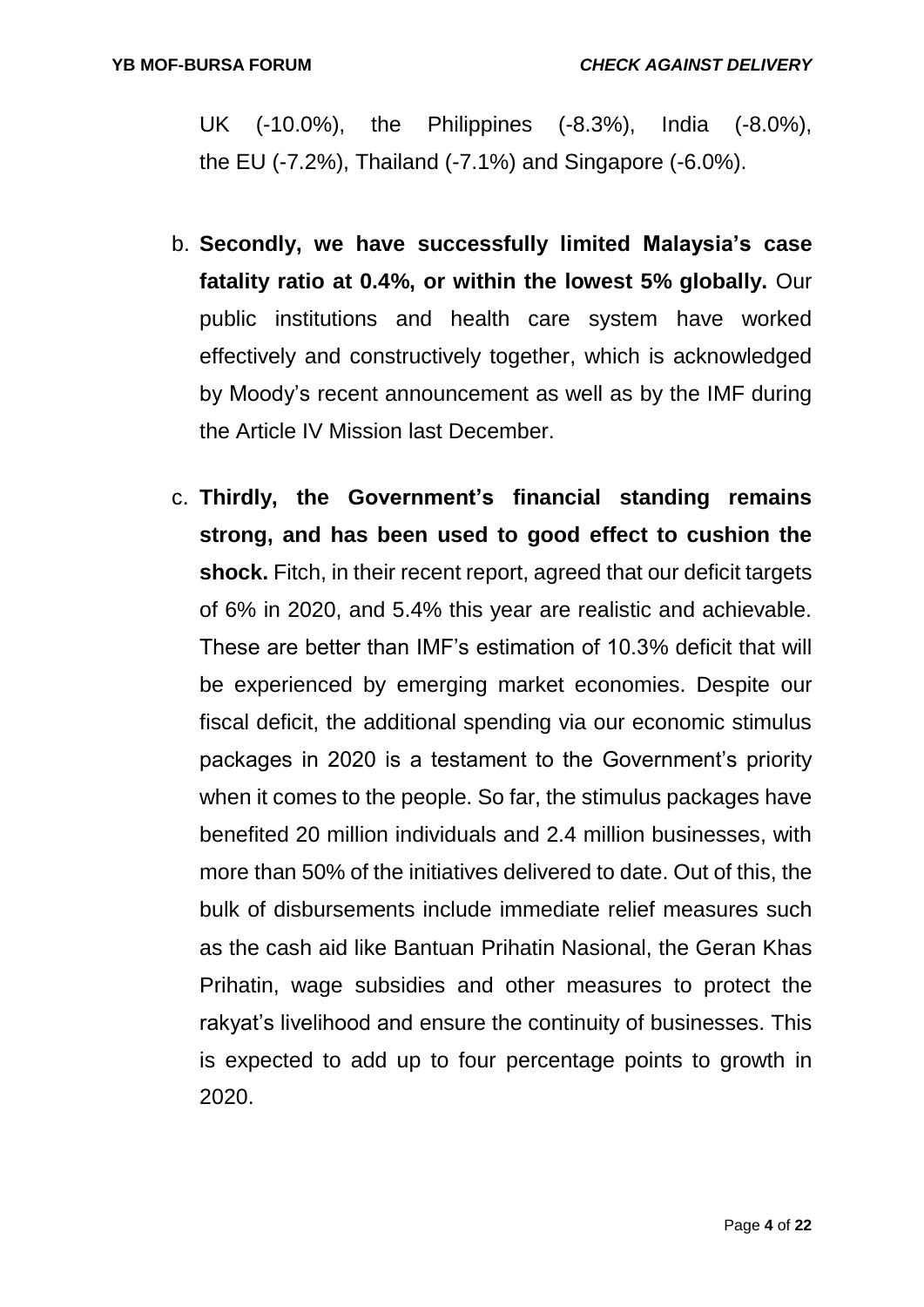UK (-10.0%), the Philippines (-8.3%), India (-8.0%), the EU (-7.2%), Thailand (-7.1%) and Singapore (-6.0%).

b. **Secondly, we have successfully limited Malaysia's case fatality ratio at 0.4%, or within the lowest 5% globally.** Our public institutions and health care system have worked effectively and constructively together, which is acknowledged by Moody's recent announcement as well as by the IMF during the Article IV Mission last December.

c. **Thirdly, the Government's financial standing remains strong, and has been used to good effect to cushion the shock.** Fitch, in their recent report, agreed that our deficit targets of 6% in 2020, and 5.4% this year are realistic and achievable. These are better than IMF's estimation of 10.3% deficit that will be experienced by emerging market economies. Despite our fiscal deficit, the additional spending via our economic stimulus packages in 2020 is a testament to the Government's priority when it comes to the people. So far, the stimulus packages have benefited 20 million individuals and 2.4 million businesses, with more than 50% of the initiatives delivered to date. Out of this, the bulk of disbursements include immediate relief measures such as the cash aid like Bantuan Prihatin Nasional, the Geran Khas Prihatin, wage subsidies and other measures to protect the rakyat's livelihood and ensure the continuity of businesses. This is expected to add up to four percentage points to growth in 2020.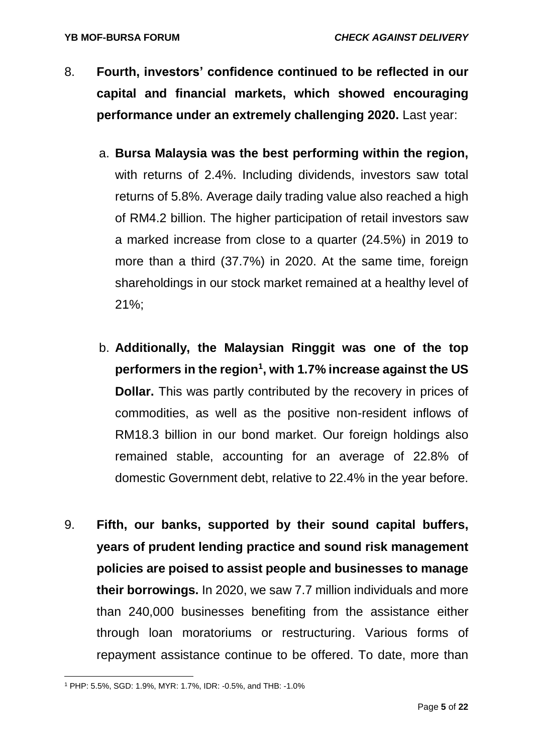8. **Fourth, investors' confidence continued to be reflected in our capital and financial markets, which showed encouraging performance under an extremely challenging 2020.** Last year:

   a. **Bursa Malaysia was the best performing within the region,** with returns of 2.4%. Including dividends, investors saw total returns of 5.8%. Average daily trading value also reached a high of RM4.2 billion. The higher participation of retail investors saw a marked increase from close to a quarter (24.5%) in 2019 to more than a third (37.7%) in 2020. At the same time, foreign shareholdings in our stock market remained at a healthy level of 21%;

   b. **Additionally, the Malaysian Ringgit was one of the top performers in the region[1], with 1.7% increase against the US Dollar.** This was partly contributed by the recovery in prices of commodities, as well as the positive non-resident inflows of RM18.3 billion in our bond market. Our foreign holdings also remained stable, accounting for an average of 22.8% of domestic Government debt, relative to 22.4% in the year before.

9. **Fifth, our banks, supported by their sound capital buffers, years of prudent lending practice and sound risk management policies are poised to assist people and businesses to manage their borrowings.** In 2020, we saw 7.7 million individuals and more than 240,000 businesses benefiting from the assistance either through loan moratoriums or restructuring. Various forms of repayment assistance continue to be offered. To date, more than

[1] PHP: 5.5%, SGD: 1.9%, MYR: 1.7%, IDR: -0.5%, and THB: -1.0%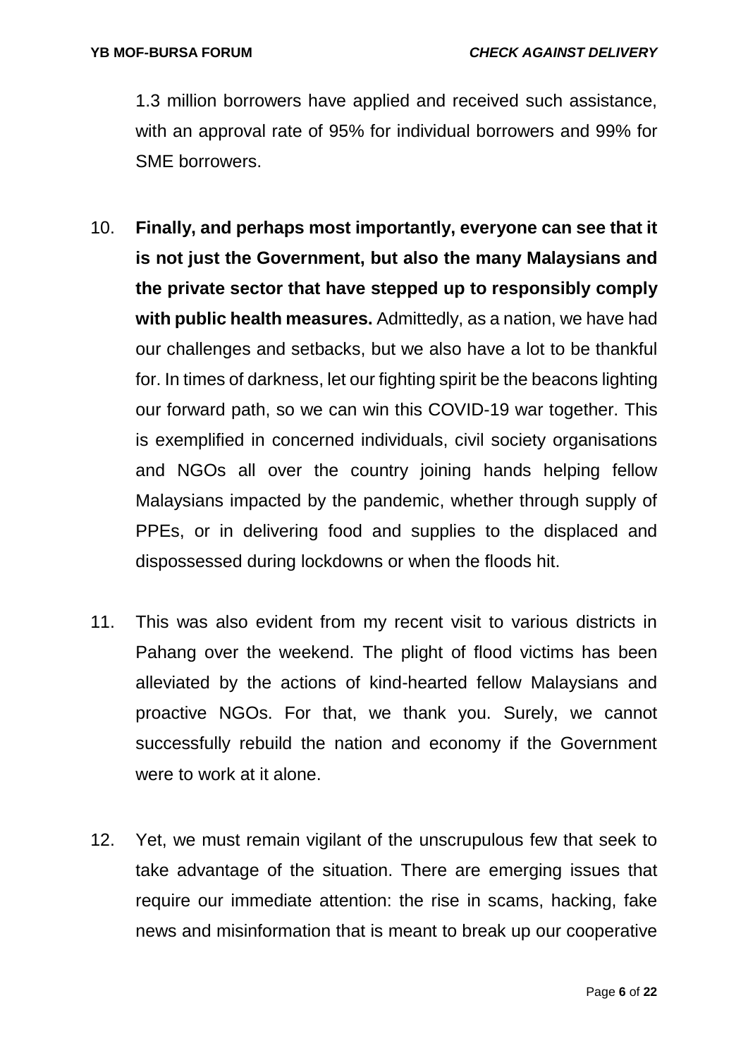1.3 million borrowers have applied and received such assistance, with an approval rate of 95% for individual borrowers and 99% for SME borrowers.

10. **Finally, and perhaps most importantly, everyone can see that it is not just the Government, but also the many Malaysians and the private sector that have stepped up to responsibly comply with public health measures.** Admittedly, as a nation, we have had our challenges and setbacks, but we also have a lot to be thankful for. In times of darkness, let our fighting spirit be the beacons lighting our forward path, so we can win this COVID-19 war together. This is exemplified in concerned individuals, civil society organisations and NGOs all over the country joining hands helping fellow Malaysians impacted by the pandemic, whether through supply of PPEs, or in delivering food and supplies to the displaced and dispossessed during lockdowns or when the floods hit.

11. This was also evident from my recent visit to various districts in Pahang over the weekend. The plight of flood victims has been alleviated by the actions of kind-hearted fellow Malaysians and proactive NGOs. For that, we thank you. Surely, we cannot successfully rebuild the nation and economy if the Government were to work at it alone.

12. Yet, we must remain vigilant of the unscrupulous few that seek to take advantage of the situation. There are emerging issues that require our immediate attention: the rise in scams, hacking, fake news and misinformation that is meant to break up our cooperative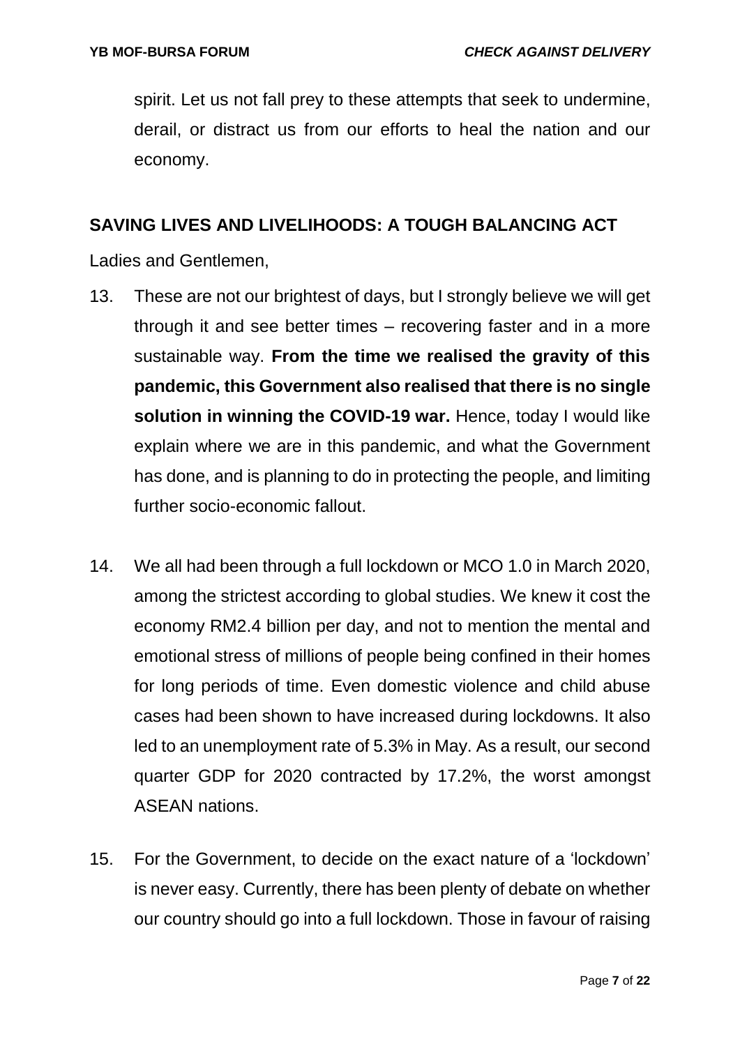spirit. Let us not fall prey to these attempts that seek to undermine, derail, or distract us from our efforts to heal the nation and our economy.

## SAVING LIVES AND LIVELIHOODS: A TOUGH BALANCING ACT

Ladies and Gentlemen,

13. These are not our brightest of days, but I strongly believe we will get through it and see better times – recovering faster and in a more sustainable way. **From the time we realised the gravity of this pandemic, this Government also realised that there is no single solution in winning the COVID-19 war.** Hence, today I would like explain where we are in this pandemic, and what the Government has done, and is planning to do in protecting the people, and limiting further socio-economic fallout.

14. We all had been through a full lockdown or MCO 1.0 in March 2020, among the strictest according to global studies. We knew it cost the economy RM2.4 billion per day, and not to mention the mental and emotional stress of millions of people being confined in their homes for long periods of time. Even domestic violence and child abuse cases had been shown to have increased during lockdowns. It also led to an unemployment rate of 5.3% in May. As a result, our second quarter GDP for 2020 contracted by 17.2%, the worst amongst ASEAN nations.

15. For the Government, to decide on the exact nature of a 'lockdown' is never easy. Currently, there has been plenty of debate on whether our country should go into a full lockdown. Those in favour of raising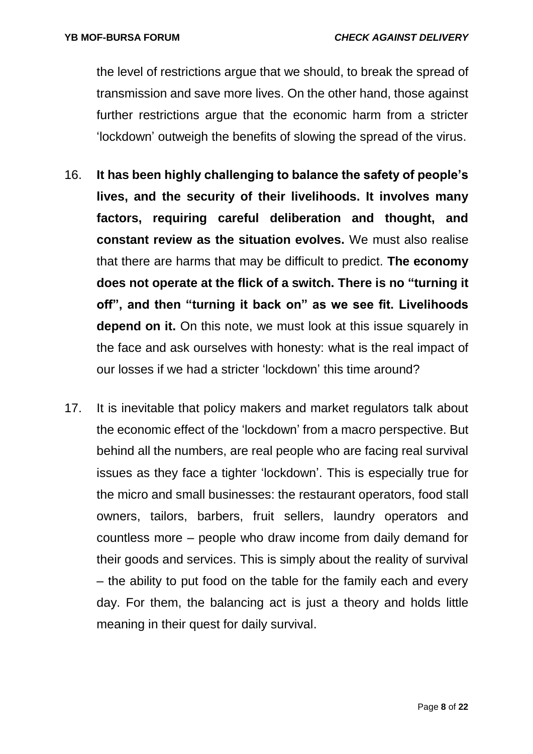the level of restrictions argue that we should, to break the spread of transmission and save more lives. On the other hand, those against further restrictions argue that the economic harm from a stricter 'lockdown' outweigh the benefits of slowing the spread of the virus.

16. **It has been highly challenging to balance the safety of people's lives, and the security of their livelihoods. It involves many factors, requiring careful deliberation and thought, and constant review as the situation evolves.** We must also realise that there are harms that may be difficult to predict. **The economy does not operate at the flick of a switch. There is no "turning it off", and then "turning it back on" as we see fit. Livelihoods depend on it.** On this note, we must look at this issue squarely in the face and ask ourselves with honesty: what is the real impact of our losses if we had a stricter 'lockdown' this time around?

17. It is inevitable that policy makers and market regulators talk about the economic effect of the 'lockdown' from a macro perspective. But behind all the numbers, are real people who are facing real survival issues as they face a tighter 'lockdown'. This is especially true for the micro and small businesses: the restaurant operators, food stall owners, tailors, barbers, fruit sellers, laundry operators and countless more – people who draw income from daily demand for their goods and services. This is simply about the reality of survival – the ability to put food on the table for the family each and every day. For them, the balancing act is just a theory and holds little meaning in their quest for daily survival.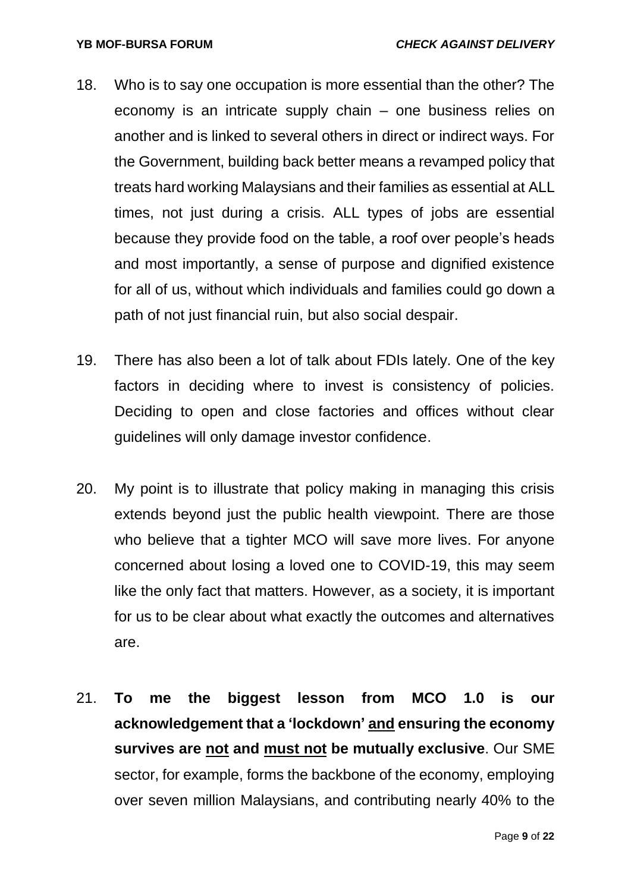18. Who is to say one occupation is more essential than the other? The economy is an intricate supply chain – one business relies on another and is linked to several others in direct or indirect ways. For the Government, building back better means a revamped policy that treats hard working Malaysians and their families as essential at ALL times, not just during a crisis. ALL types of jobs are essential because they provide food on the table, a roof over people's heads and most importantly, a sense of purpose and dignified existence for all of us, without which individuals and families could go down a path of not just financial ruin, but also social despair.

19. There has also been a lot of talk about FDIs lately. One of the key factors in deciding where to invest is consistency of policies. Deciding to open and close factories and offices without clear guidelines will only damage investor confidence.

20. My point is to illustrate that policy making in managing this crisis extends beyond just the public health viewpoint. There are those who believe that a tighter MCO will save more lives. For anyone concerned about losing a loved one to COVID-19, this may seem like the only fact that matters. However, as a society, it is important for us to be clear about what exactly the outcomes and alternatives are.

21. **To me the biggest lesson from MCO 1.0 is our acknowledgement that a 'lockdown' <u>and</u> ensuring the economy survives are <u>not</u> and <u>must not</u> be mutually exclusive**. Our SME sector, for example, forms the backbone of the economy, employing over seven million Malaysians, and contributing nearly 40% to the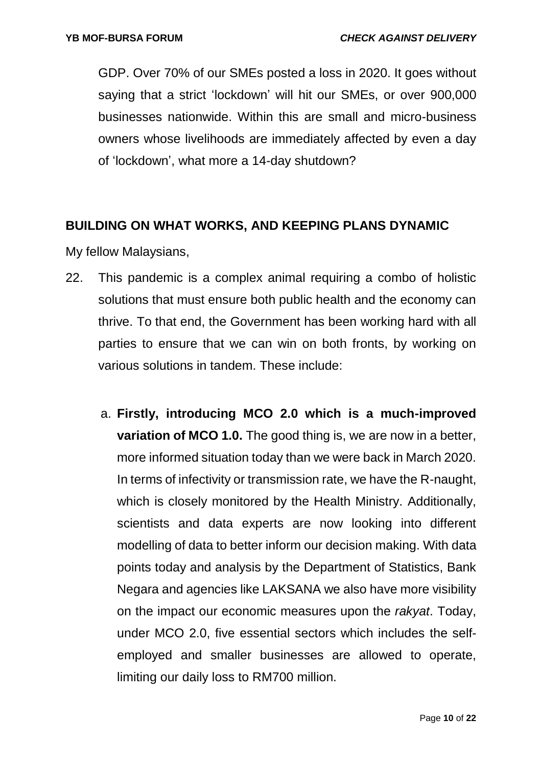GDP. Over 70% of our SMEs posted a loss in 2020. It goes without saying that a strict 'lockdown' will hit our SMEs, or over 900,000 businesses nationwide. Within this are small and micro-business owners whose livelihoods are immediately affected by even a day of 'lockdown', what more a 14-day shutdown?

## BUILDING ON WHAT WORKS, AND KEEPING PLANS DYNAMIC

My fellow Malaysians,

22. This pandemic is a complex animal requiring a combo of holistic solutions that must ensure both public health and the economy can thrive. To that end, the Government has been working hard with all parties to ensure that we can win on both fronts, by working on various solutions in tandem. These include:

    a. **Firstly, introducing MCO 2.0 which is a much-improved variation of MCO 1.0.** The good thing is, we are now in a better, more informed situation today than we were back in March 2020. In terms of infectivity or transmission rate, we have the R-naught, which is closely monitored by the Health Ministry. Additionally, scientists and data experts are now looking into different modelling of data to better inform our decision making. With data points today and analysis by the Department of Statistics, Bank Negara and agencies like LAKSANA we also have more visibility on the impact our economic measures upon the *rakyat*. Today, under MCO 2.0, five essential sectors which includes the self-employed and smaller businesses are allowed to operate, limiting our daily loss to RM700 million.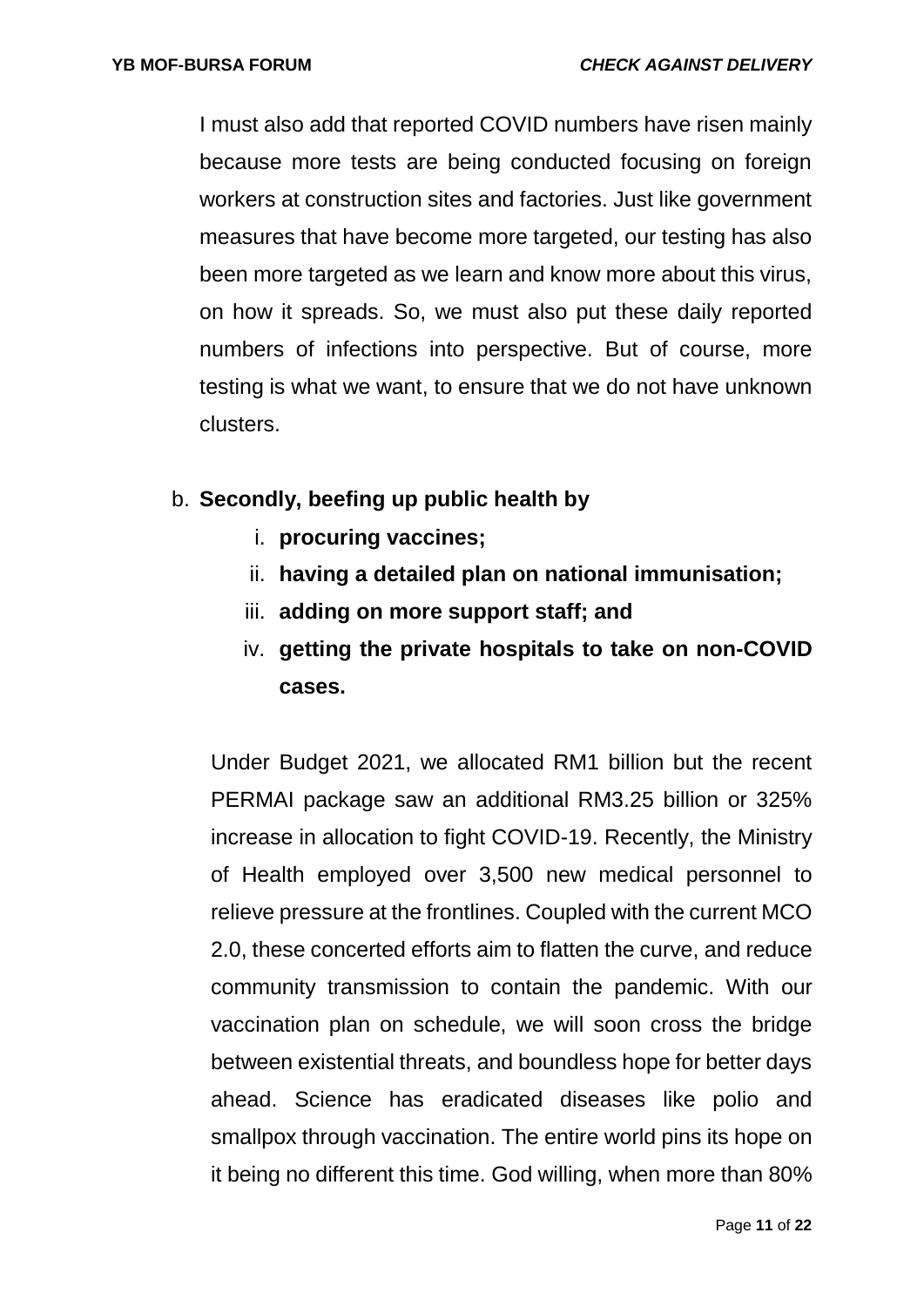I must also add that reported COVID numbers have risen mainly because more tests are being conducted focusing on foreign workers at construction sites and factories. Just like government measures that have become more targeted, our testing has also been more targeted as we learn and know more about this virus, on how it spreads. So, we must also put these daily reported numbers of infections into perspective. But of course, more testing is what we want, to ensure that we do not have unknown clusters.

b. **Secondly, beefing up public health by**
   i. **procuring vaccines;**
   ii. **having a detailed plan on national immunisation;**
   iii. **adding on more support staff; and**
   iv. **getting the private hospitals to take on non-COVID cases.**

Under Budget 2021, we allocated RM1 billion but the recent PERMAI package saw an additional RM3.25 billion or 325% increase in allocation to fight COVID-19. Recently, the Ministry of Health employed over 3,500 new medical personnel to relieve pressure at the frontlines. Coupled with the current MCO 2.0, these concerted efforts aim to flatten the curve, and reduce community transmission to contain the pandemic. With our vaccination plan on schedule, we will soon cross the bridge between existential threats, and boundless hope for better days ahead. Science has eradicated diseases like polio and smallpox through vaccination. The entire world pins its hope on it being no different this time. God willing, when more than 80%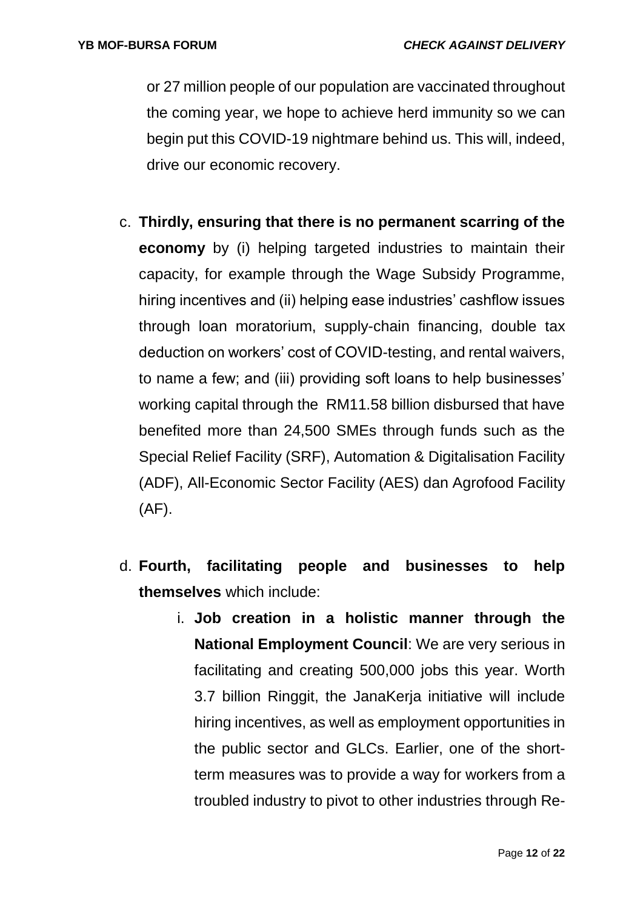or 27 million people of our population are vaccinated throughout the coming year, we hope to achieve herd immunity so we can begin put this COVID-19 nightmare behind us. This will, indeed, drive our economic recovery.

c. **Thirdly, ensuring that there is no permanent scarring of the economy** by (i) helping targeted industries to maintain their capacity, for example through the Wage Subsidy Programme, hiring incentives and (ii) helping ease industries' cashflow issues through loan moratorium, supply-chain financing, double tax deduction on workers' cost of COVID-testing, and rental waivers, to name a few; and (iii) providing soft loans to help businesses' working capital through the RM11.58 billion disbursed that have benefited more than 24,500 SMEs through funds such as the Special Relief Facility (SRF), Automation & Digitalisation Facility (ADF), All-Economic Sector Facility (AES) dan Agrofood Facility (AF).

d. **Fourth, facilitating people and businesses to help themselves** which include:

    i. **Job creation in a holistic manner through the National Employment Council**: We are very serious in facilitating and creating 500,000 jobs this year. Worth 3.7 billion Ringgit, the JanaKerja initiative will include hiring incentives, as well as employment opportunities in the public sector and GLCs. Earlier, one of the short-term measures was to provide a way for workers from a troubled industry to pivot to other industries through Re-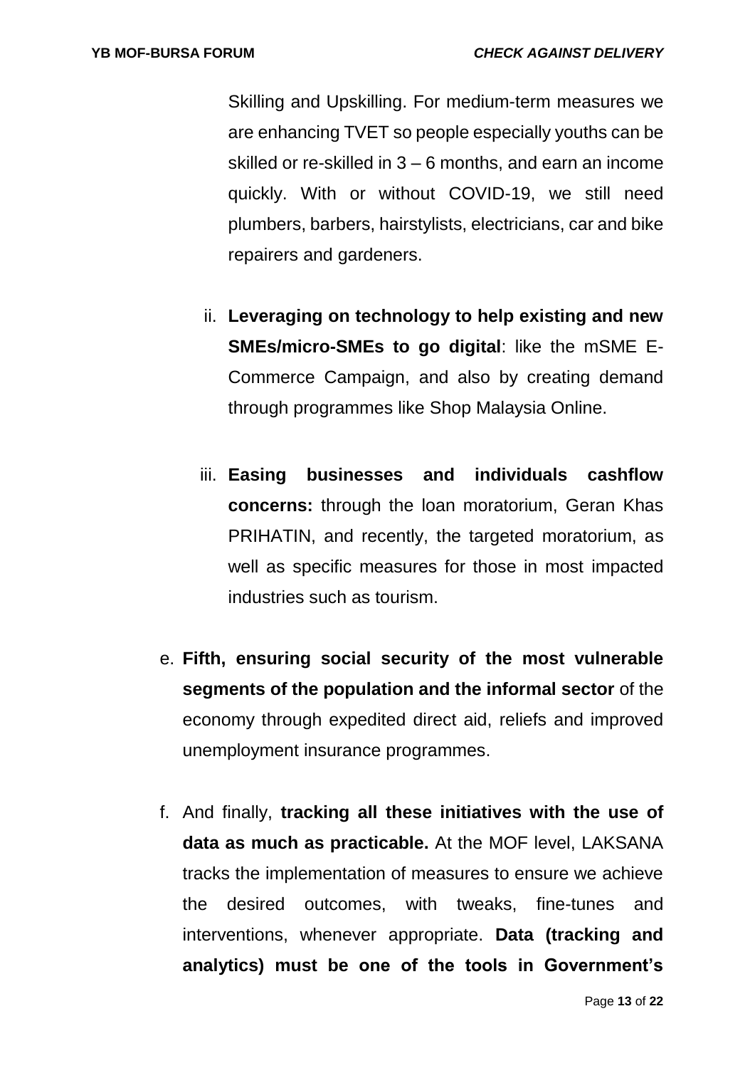Skilling and Upskilling. For medium-term measures we are enhancing TVET so people especially youths can be skilled or re-skilled in 3 – 6 months, and earn an income quickly. With or without COVID-19, we still need plumbers, barbers, hairstylists, electricians, car and bike repairers and gardeners.

ii. **Leveraging on technology to help existing and new SMEs/micro-SMEs to go digital**: like the mSME E-Commerce Campaign, and also by creating demand through programmes like Shop Malaysia Online.

iii. **Easing businesses and individuals cashflow concerns:** through the loan moratorium, Geran Khas PRIHATIN, and recently, the targeted moratorium, as well as specific measures for those in most impacted industries such as tourism.

e. **Fifth, ensuring social security of the most vulnerable segments of the population and the informal sector** of the economy through expedited direct aid, reliefs and improved unemployment insurance programmes.

f. And finally, **tracking all these initiatives with the use of data as much as practicable.** At the MOF level, LAKSANA tracks the implementation of measures to ensure we achieve the desired outcomes, with tweaks, fine-tunes and interventions, whenever appropriate. **Data (tracking and analytics) must be one of the tools in Government's**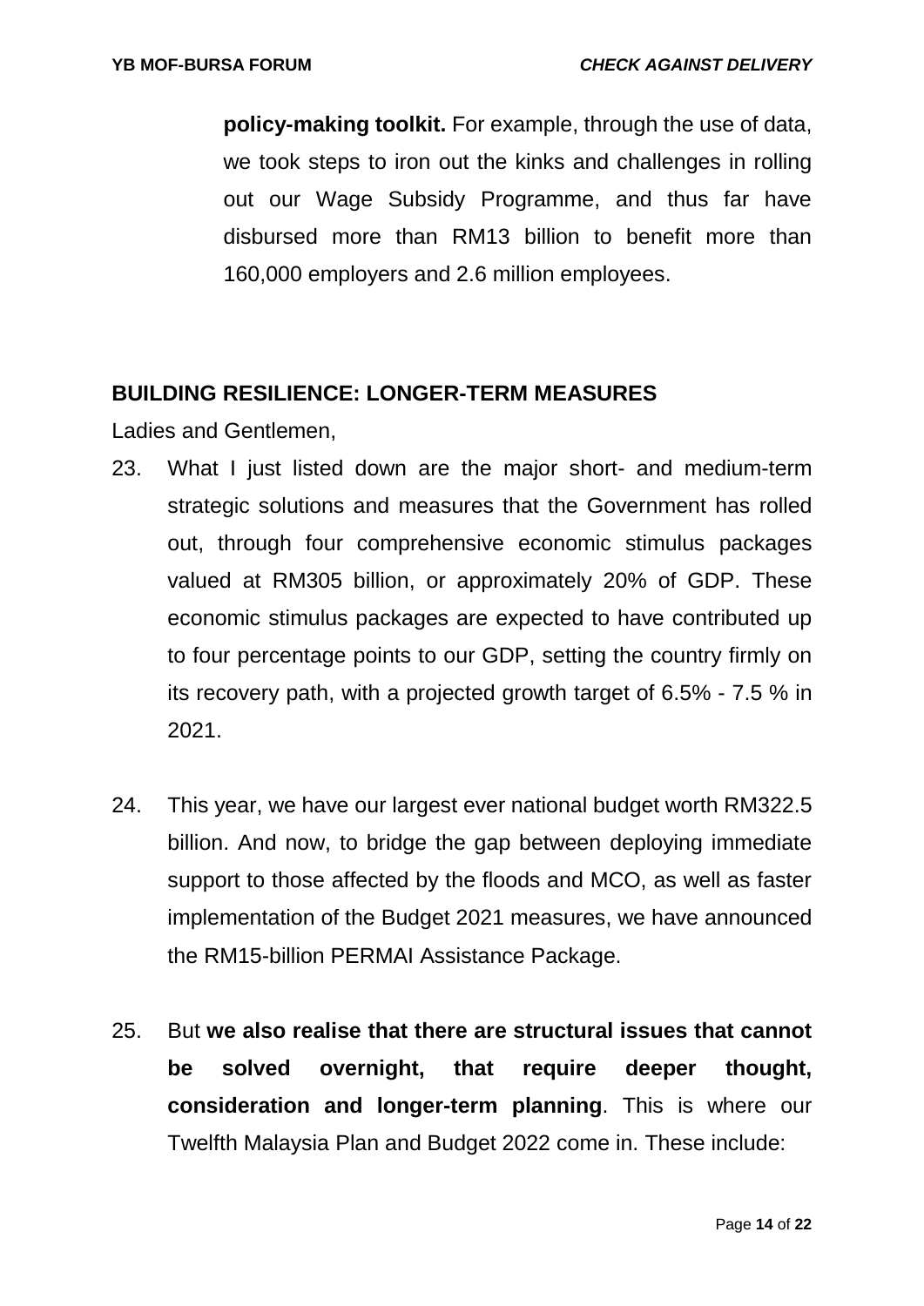**policy-making toolkit.** For example, through the use of data, we took steps to iron out the kinks and challenges in rolling out our Wage Subsidy Programme, and thus far have disbursed more than RM13 billion to benefit more than 160,000 employers and 2.6 million employees.

## BUILDING RESILIENCE: LONGER-TERM MEASURES

Ladies and Gentlemen,

23. What I just listed down are the major short- and medium-term strategic solutions and measures that the Government has rolled out, through four comprehensive economic stimulus packages valued at RM305 billion, or approximately 20% of GDP. These economic stimulus packages are expected to have contributed up to four percentage points to our GDP, setting the country firmly on its recovery path, with a projected growth target of 6.5% - 7.5 % in 2021.

24. This year, we have our largest ever national budget worth RM322.5 billion. And now, to bridge the gap between deploying immediate support to those affected by the floods and MCO, as well as faster implementation of the Budget 2021 measures, we have announced the RM15-billion PERMAI Assistance Package.

25. But **we also realise that there are structural issues that cannot be solved overnight, that require deeper thought, consideration and longer-term planning**. This is where our Twelfth Malaysia Plan and Budget 2022 come in. These include: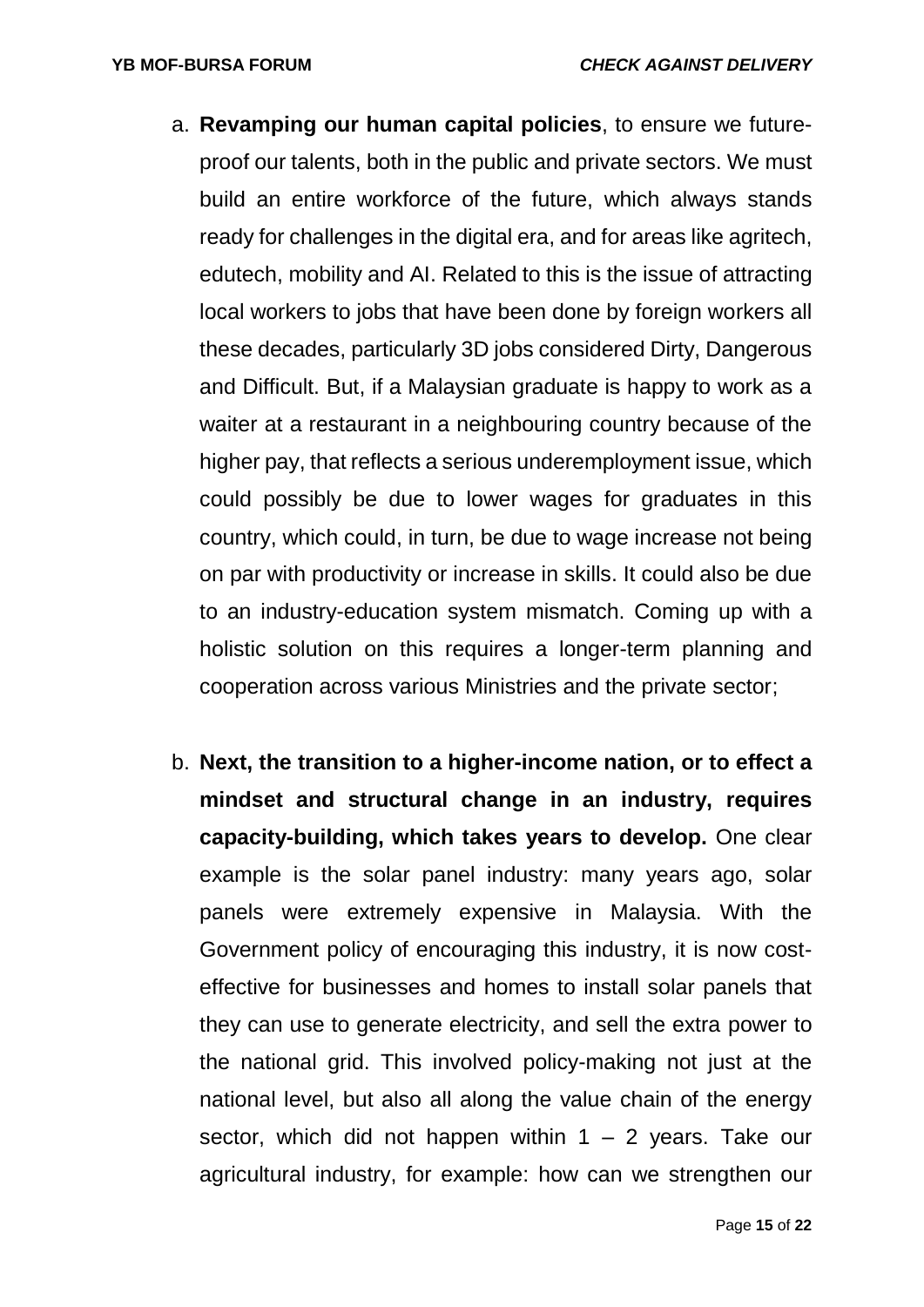a. **Revamping our human capital policies**, to ensure we future-proof our talents, both in the public and private sectors. We must build an entire workforce of the future, which always stands ready for challenges in the digital era, and for areas like agritech, edutech, mobility and AI. Related to this is the issue of attracting local workers to jobs that have been done by foreign workers all these decades, particularly 3D jobs considered Dirty, Dangerous and Difficult. But, if a Malaysian graduate is happy to work as a waiter at a restaurant in a neighbouring country because of the higher pay, that reflects a serious underemployment issue, which could possibly be due to lower wages for graduates in this country, which could, in turn, be due to wage increase not being on par with productivity or increase in skills. It could also be due to an industry-education system mismatch. Coming up with a holistic solution on this requires a longer-term planning and cooperation across various Ministries and the private sector;

b. **Next, the transition to a higher-income nation, or to effect a mindset and structural change in an industry, requires capacity-building, which takes years to develop.** One clear example is the solar panel industry: many years ago, solar panels were extremely expensive in Malaysia. With the Government policy of encouraging this industry, it is now cost-effective for businesses and homes to install solar panels that they can use to generate electricity, and sell the extra power to the national grid. This involved policy-making not just at the national level, but also all along the value chain of the energy sector, which did not happen within 1 – 2 years. Take our agricultural industry, for example: how can we strengthen our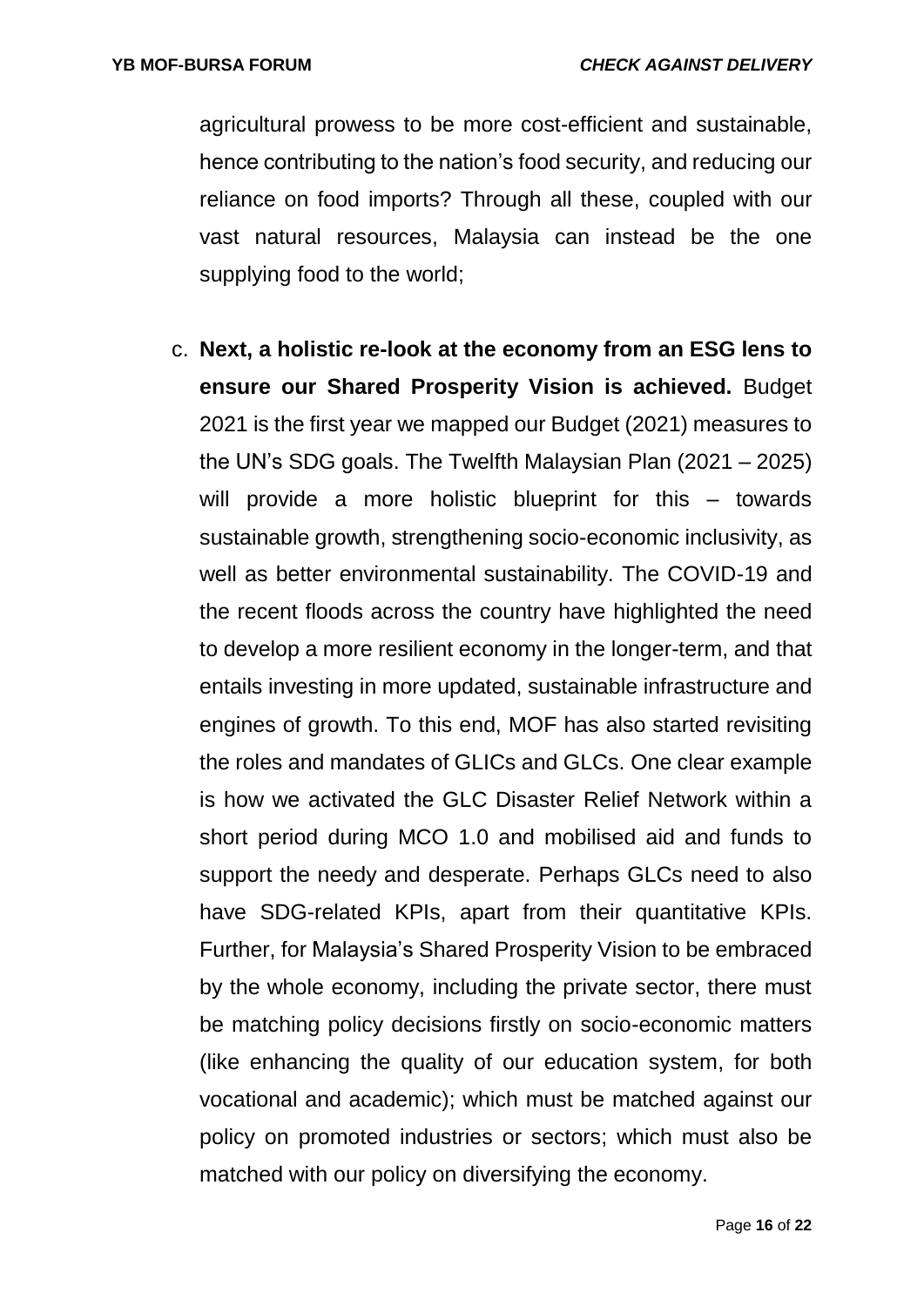agricultural prowess to be more cost-efficient and sustainable, hence contributing to the nation's food security, and reducing our reliance on food imports? Through all these, coupled with our vast natural resources, Malaysia can instead be the one supplying food to the world;

c. **Next, a holistic re-look at the economy from an ESG lens to ensure our Shared Prosperity Vision is achieved.** Budget 2021 is the first year we mapped our Budget (2021) measures to the UN's SDG goals. The Twelfth Malaysian Plan (2021 – 2025) will provide a more holistic blueprint for this – towards sustainable growth, strengthening socio-economic inclusivity, as well as better environmental sustainability. The COVID-19 and the recent floods across the country have highlighted the need to develop a more resilient economy in the longer-term, and that entails investing in more updated, sustainable infrastructure and engines of growth. To this end, MOF has also started revisiting the roles and mandates of GLICs and GLCs. One clear example is how we activated the GLC Disaster Relief Network within a short period during MCO 1.0 and mobilised aid and funds to support the needy and desperate. Perhaps GLCs need to also have SDG-related KPIs, apart from their quantitative KPIs. Further, for Malaysia's Shared Prosperity Vision to be embraced by the whole economy, including the private sector, there must be matching policy decisions firstly on socio-economic matters (like enhancing the quality of our education system, for both vocational and academic); which must be matched against our policy on promoted industries or sectors; which must also be matched with our policy on diversifying the economy.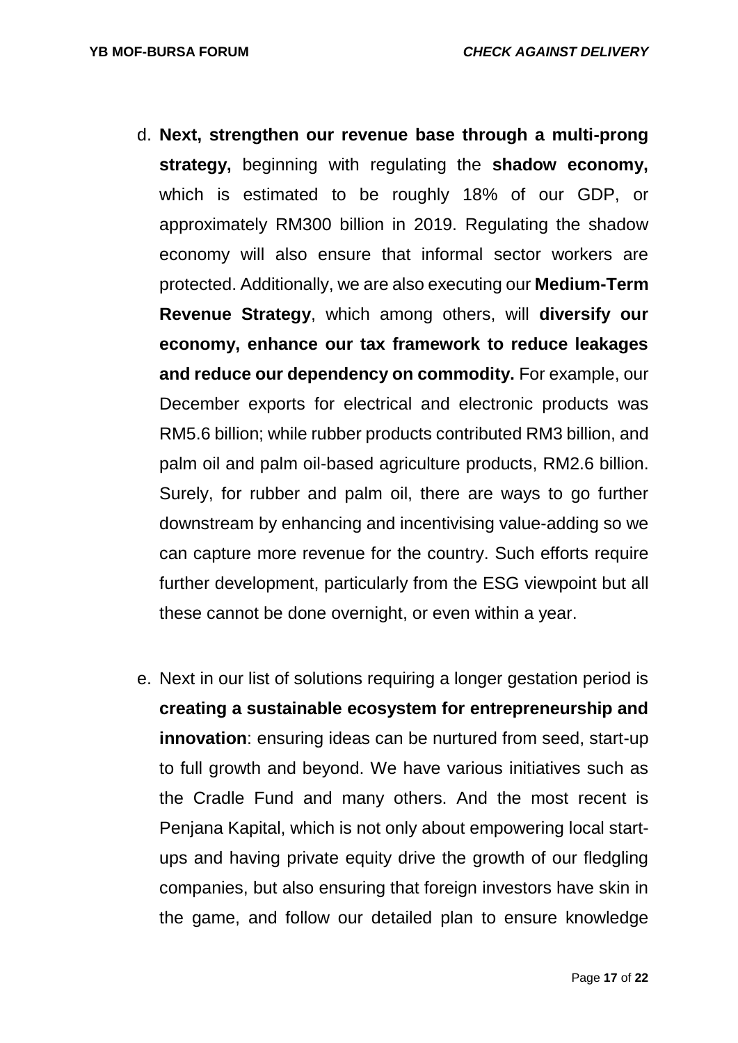d. **Next, strengthen our revenue base through a multi-prong strategy,** beginning with regulating the **shadow economy,** which is estimated to be roughly 18% of our GDP, or approximately RM300 billion in 2019. Regulating the shadow economy will also ensure that informal sector workers are protected. Additionally, we are also executing our **Medium-Term Revenue Strategy**, which among others, will **diversify our economy, enhance our tax framework to reduce leakages and reduce our dependency on commodity.** For example, our December exports for electrical and electronic products was RM5.6 billion; while rubber products contributed RM3 billion, and palm oil and palm oil-based agriculture products, RM2.6 billion. Surely, for rubber and palm oil, there are ways to go further downstream by enhancing and incentivising value-adding so we can capture more revenue for the country. Such efforts require further development, particularly from the ESG viewpoint but all these cannot be done overnight, or even within a year.

e. Next in our list of solutions requiring a longer gestation period is **creating a sustainable ecosystem for entrepreneurship and innovation**: ensuring ideas can be nurtured from seed, start-up to full growth and beyond. We have various initiatives such as the Cradle Fund and many others. And the most recent is Penjana Kapital, which is not only about empowering local start-ups and having private equity drive the growth of our fledgling companies, but also ensuring that foreign investors have skin in the game, and follow our detailed plan to ensure knowledge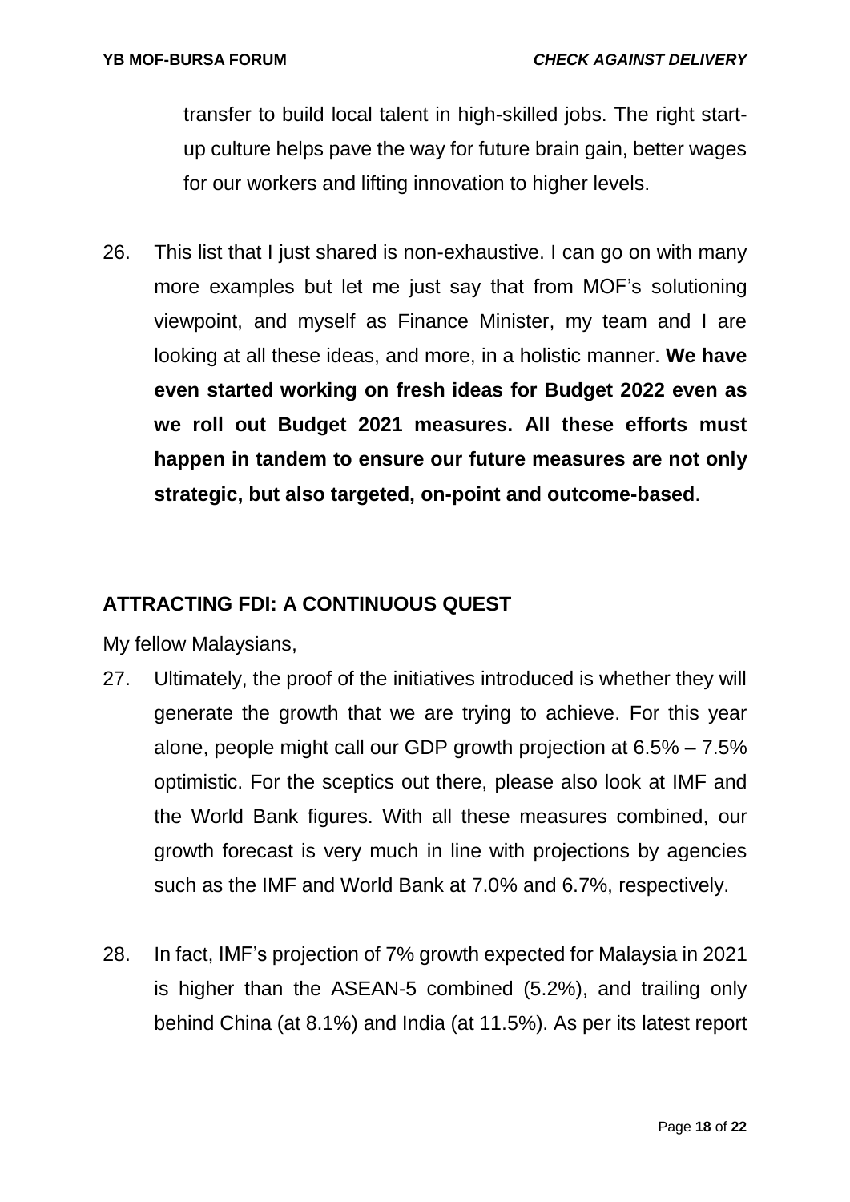transfer to build local talent in high-skilled jobs. The right start-up culture helps pave the way for future brain gain, better wages for our workers and lifting innovation to higher levels.

26. This list that I just shared is non-exhaustive. I can go on with many more examples but let me just say that from MOF's solutioning viewpoint, and myself as Finance Minister, my team and I are looking at all these ideas, and more, in a holistic manner. **We have even started working on fresh ideas for Budget 2022 even as we roll out Budget 2021 measures. All these efforts must happen in tandem to ensure our future measures are not only strategic, but also targeted, on-point and outcome-based**.

## ATTRACTING FDI: A CONTINUOUS QUEST

My fellow Malaysians,

27. Ultimately, the proof of the initiatives introduced is whether they will generate the growth that we are trying to achieve. For this year alone, people might call our GDP growth projection at 6.5% – 7.5% optimistic. For the sceptics out there, please also look at IMF and the World Bank figures. With all these measures combined, our growth forecast is very much in line with projections by agencies such as the IMF and World Bank at 7.0% and 6.7%, respectively.

28. In fact, IMF's projection of 7% growth expected for Malaysia in 2021 is higher than the ASEAN-5 combined (5.2%), and trailing only behind China (at 8.1%) and India (at 11.5%). As per its latest report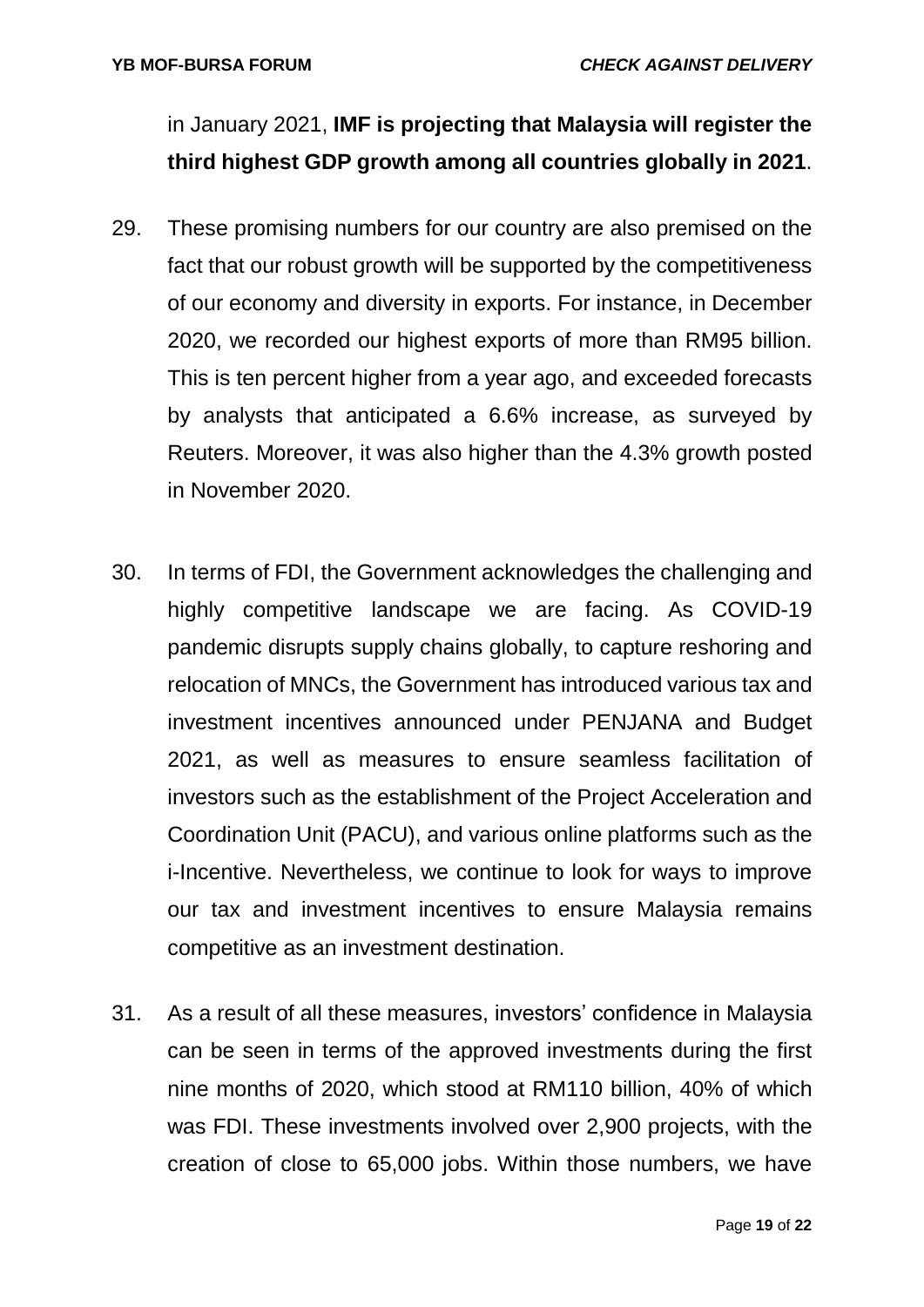in January 2021, **IMF is projecting that Malaysia will register the third highest GDP growth among all countries globally in 2021**.

29. These promising numbers for our country are also premised on the fact that our robust growth will be supported by the competitiveness of our economy and diversity in exports. For instance, in December 2020, we recorded our highest exports of more than RM95 billion. This is ten percent higher from a year ago, and exceeded forecasts by analysts that anticipated a 6.6% increase, as surveyed by Reuters. Moreover, it was also higher than the 4.3% growth posted in November 2020.

30. In terms of FDI, the Government acknowledges the challenging and highly competitive landscape we are facing. As COVID-19 pandemic disrupts supply chains globally, to capture reshoring and relocation of MNCs, the Government has introduced various tax and investment incentives announced under PENJANA and Budget 2021, as well as measures to ensure seamless facilitation of investors such as the establishment of the Project Acceleration and Coordination Unit (PACU), and various online platforms such as the i-Incentive. Nevertheless, we continue to look for ways to improve our tax and investment incentives to ensure Malaysia remains competitive as an investment destination.

31. As a result of all these measures, investors' confidence in Malaysia can be seen in terms of the approved investments during the first nine months of 2020, which stood at RM110 billion, 40% of which was FDI. These investments involved over 2,900 projects, with the creation of close to 65,000 jobs. Within those numbers, we have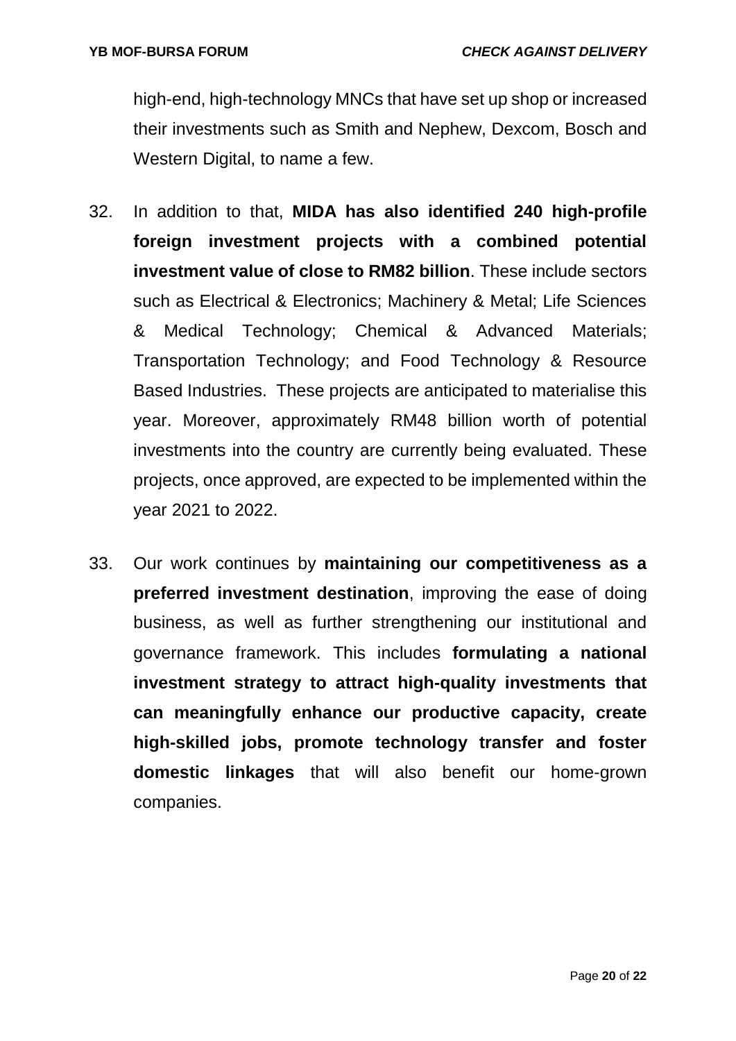high-end, high-technology MNCs that have set up shop or increased their investments such as Smith and Nephew, Dexcom, Bosch and Western Digital, to name a few.

32. In addition to that, **MIDA has also identified 240 high-profile foreign investment projects with a combined potential investment value of close to RM82 billion**. These include sectors such as Electrical & Electronics; Machinery & Metal; Life Sciences & Medical Technology; Chemical & Advanced Materials; Transportation Technology; and Food Technology & Resource Based Industries. These projects are anticipated to materialise this year. Moreover, approximately RM48 billion worth of potential investments into the country are currently being evaluated. These projects, once approved, are expected to be implemented within the year 2021 to 2022.

33. Our work continues by **maintaining our competitiveness as a preferred investment destination**, improving the ease of doing business, as well as further strengthening our institutional and governance framework. This includes **formulating a national investment strategy to attract high-quality investments that can meaningfully enhance our productive capacity, create high-skilled jobs, promote technology transfer and foster domestic linkages** that will also benefit our home-grown companies.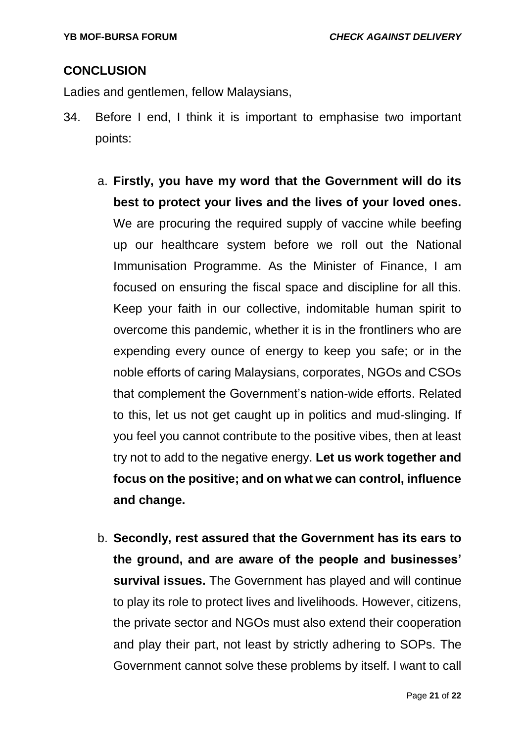## CONCLUSION

Ladies and gentlemen, fellow Malaysians,

34. Before I end, I think it is important to emphasise two important points:

    a. **Firstly, you have my word that the Government will do its best to protect your lives and the lives of your loved ones.** We are procuring the required supply of vaccine while beefing up our healthcare system before we roll out the National Immunisation Programme. As the Minister of Finance, I am focused on ensuring the fiscal space and discipline for all this. Keep your faith in our collective, indomitable human spirit to overcome this pandemic, whether it is in the frontliners who are expending every ounce of energy to keep you safe; or in the noble efforts of caring Malaysians, corporates, NGOs and CSOs that complement the Government's nation-wide efforts. Related to this, let us not get caught up in politics and mud-slinging. If you feel you cannot contribute to the positive vibes, then at least try not to add to the negative energy. **Let us work together and focus on the positive; and on what we can control, influence and change.**

    b. **Secondly, rest assured that the Government has its ears to the ground, and are aware of the people and businesses' survival issues.** The Government has played and will continue to play its role to protect lives and livelihoods. However, citizens, the private sector and NGOs must also extend their cooperation and play their part, not least by strictly adhering to SOPs. The Government cannot solve these problems by itself. I want to call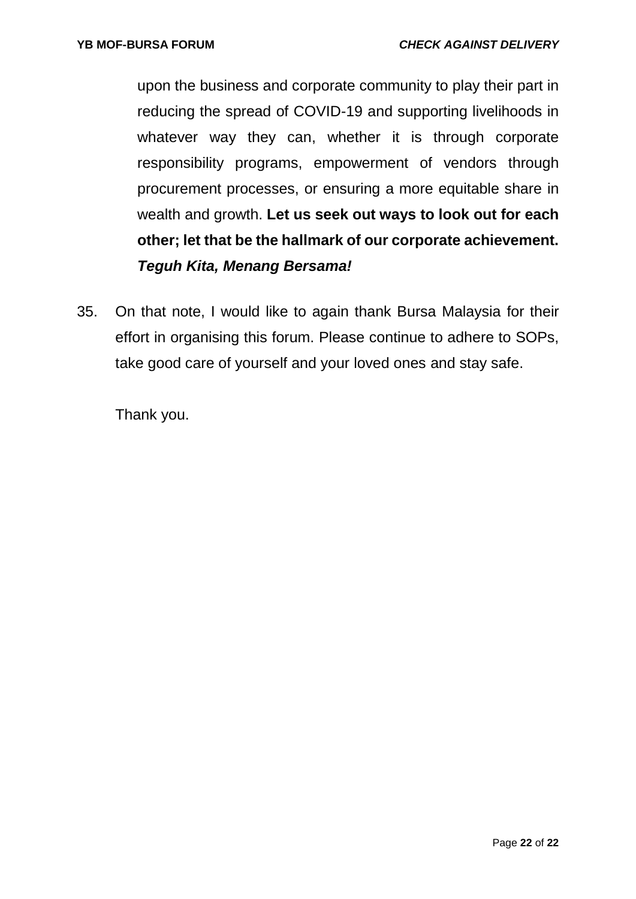upon the business and corporate community to play their part in reducing the spread of COVID-19 and supporting livelihoods in whatever way they can, whether it is through corporate responsibility programs, empowerment of vendors through procurement processes, or ensuring a more equitable share in wealth and growth. **Let us seek out ways to look out for each other; let that be the hallmark of our corporate achievement.** ***Teguh Kita, Menang Bersama!***

35. On that note, I would like to again thank Bursa Malaysia for their effort in organising this forum. Please continue to adhere to SOPs, take good care of yourself and your loved ones and stay safe.

Thank you.